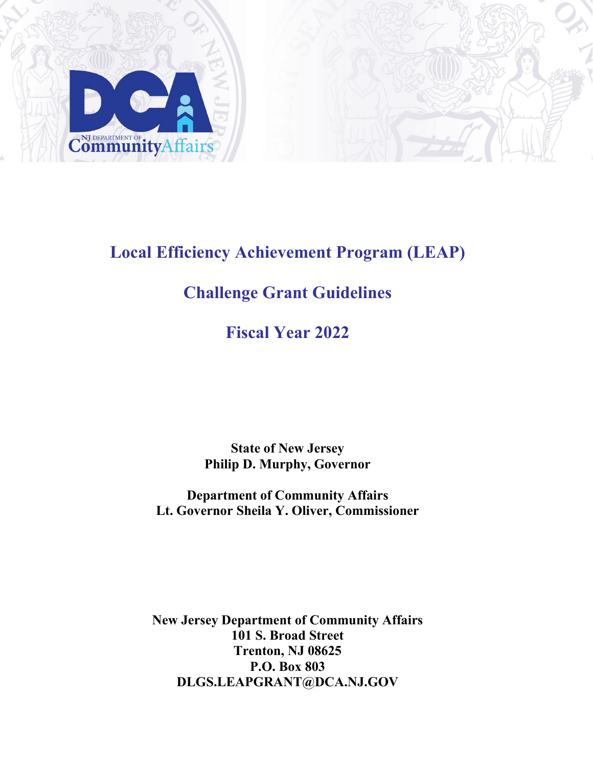# Local Efficiency Achievement Program (LEAP)

## Challenge Grant Guidelines

## Fiscal Year 2022

**State of New Jersey**
**Philip D. Murphy, Governor**

**Department of Community Affairs**
**Lt. Governor Sheila Y. Oliver, Commissioner**

**New Jersey Department of Community Affairs**
**101 S. Broad Street**
**Trenton, NJ 08625**
**P.O. Box 803**
**DLGS.LEAPGRANT@DCA.NJ.GOV**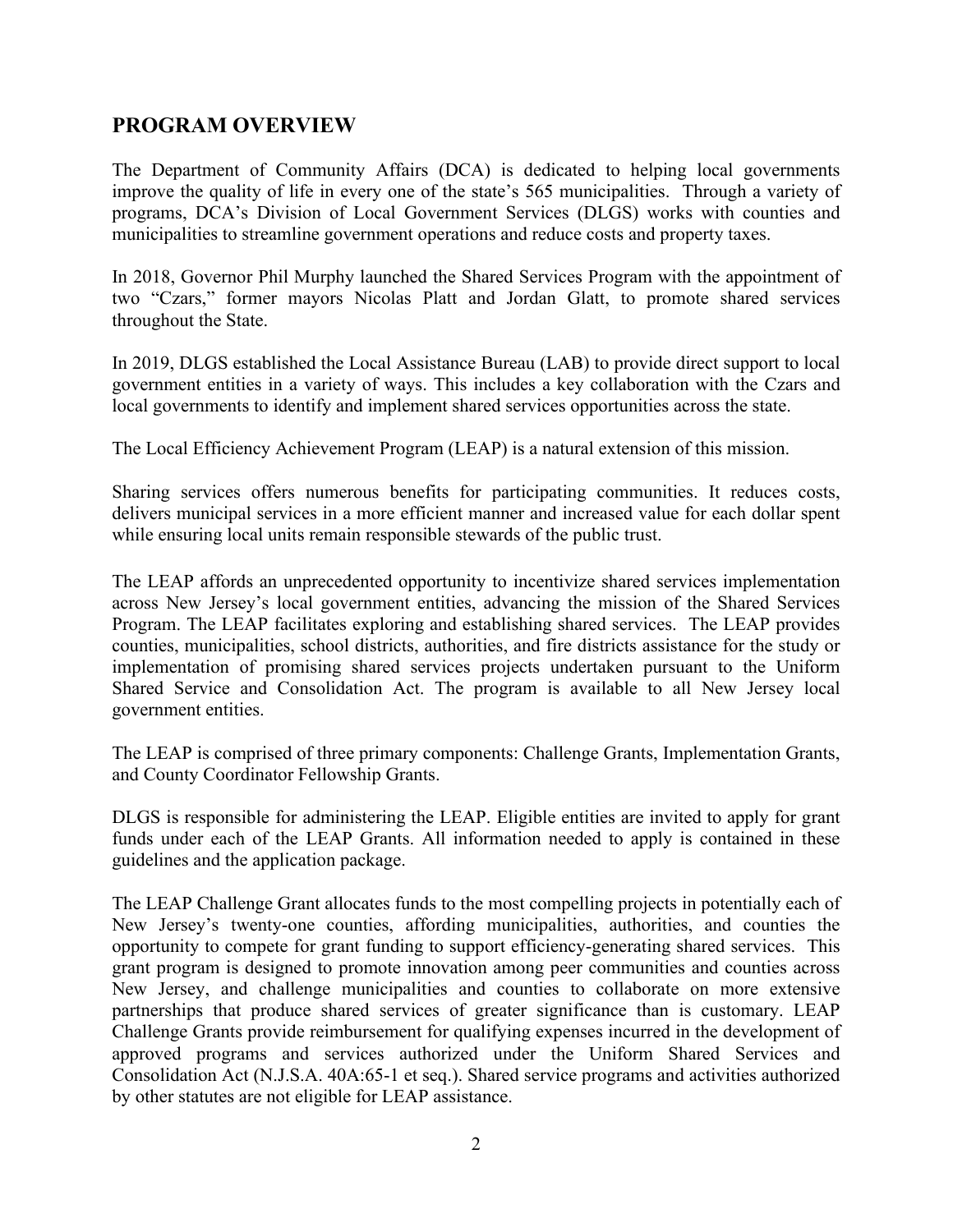## PROGRAM OVERVIEW

The Department of Community Affairs (DCA) is dedicated to helping local governments improve the quality of life in every one of the state's 565 municipalities. Through a variety of programs, DCA's Division of Local Government Services (DLGS) works with counties and municipalities to streamline government operations and reduce costs and property taxes.

In 2018, Governor Phil Murphy launched the Shared Services Program with the appointment of two "Czars," former mayors Nicolas Platt and Jordan Glatt, to promote shared services throughout the State.

In 2019, DLGS established the Local Assistance Bureau (LAB) to provide direct support to local government entities in a variety of ways. This includes a key collaboration with the Czars and local governments to identify and implement shared services opportunities across the state.

The Local Efficiency Achievement Program (LEAP) is a natural extension of this mission.

Sharing services offers numerous benefits for participating communities. It reduces costs, delivers municipal services in a more efficient manner and increased value for each dollar spent while ensuring local units remain responsible stewards of the public trust.

The LEAP affords an unprecedented opportunity to incentivize shared services implementation across New Jersey's local government entities, advancing the mission of the Shared Services Program. The LEAP facilitates exploring and establishing shared services. The LEAP provides counties, municipalities, school districts, authorities, and fire districts assistance for the study or implementation of promising shared services projects undertaken pursuant to the Uniform Shared Service and Consolidation Act. The program is available to all New Jersey local government entities.

The LEAP is comprised of three primary components: Challenge Grants, Implementation Grants, and County Coordinator Fellowship Grants.

DLGS is responsible for administering the LEAP. Eligible entities are invited to apply for grant funds under each of the LEAP Grants. All information needed to apply is contained in these guidelines and the application package.

The LEAP Challenge Grant allocates funds to the most compelling projects in potentially each of New Jersey's twenty-one counties, affording municipalities, authorities, and counties the opportunity to compete for grant funding to support efficiency-generating shared services. This grant program is designed to promote innovation among peer communities and counties across New Jersey, and challenge municipalities and counties to collaborate on more extensive partnerships that produce shared services of greater significance than is customary. LEAP Challenge Grants provide reimbursement for qualifying expenses incurred in the development of approved programs and services authorized under the Uniform Shared Services and Consolidation Act (N.J.S.A. 40A:65-1 et seq.). Shared service programs and activities authorized by other statutes are not eligible for LEAP assistance.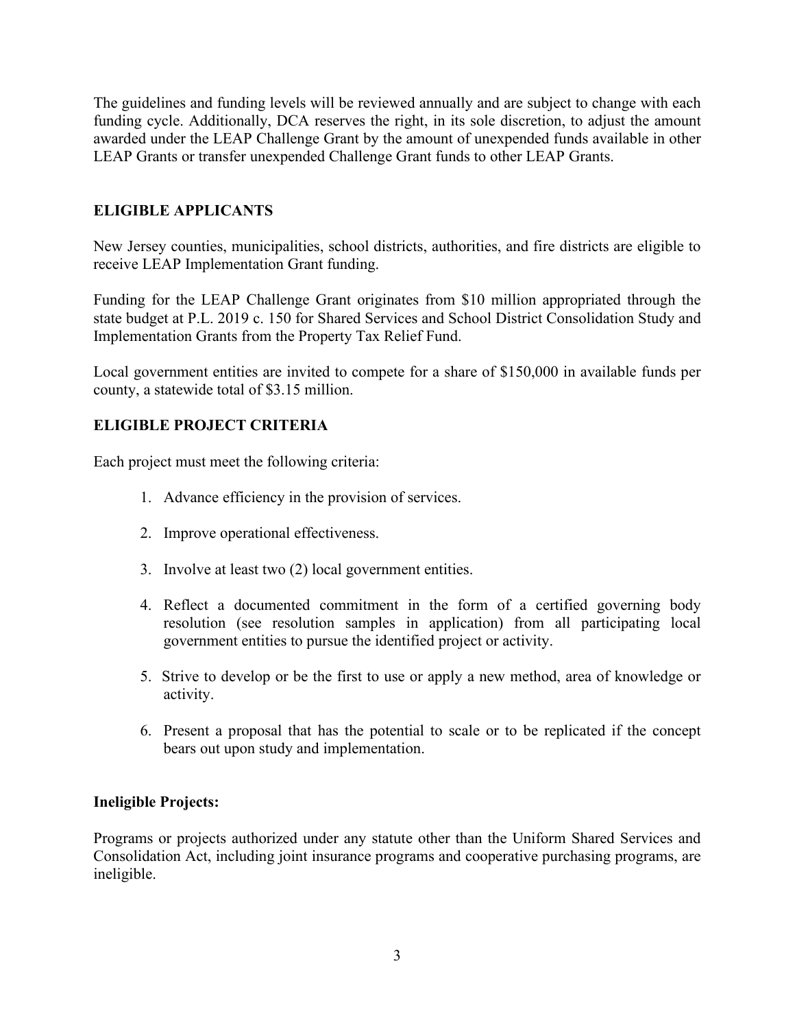The guidelines and funding levels will be reviewed annually and are subject to change with each funding cycle. Additionally, DCA reserves the right, in its sole discretion, to adjust the amount awarded under the LEAP Challenge Grant by the amount of unexpended funds available in other LEAP Grants or transfer unexpended Challenge Grant funds to other LEAP Grants.

## ELIGIBLE APPLICANTS

New Jersey counties, municipalities, school districts, authorities, and fire districts are eligible to receive LEAP Implementation Grant funding.

Funding for the LEAP Challenge Grant originates from $10 million appropriated through the state budget at P.L. 2019 c. 150 for Shared Services and School District Consolidation Study and Implementation Grants from the Property Tax Relief Fund.

Local government entities are invited to compete for a share of $150,000 in available funds per county, a statewide total of $3.15 million.

## ELIGIBLE PROJECT CRITERIA

Each project must meet the following criteria:

1. Advance efficiency in the provision of services.
2. Improve operational effectiveness.
3. Involve at least two (2) local government entities.
4. Reflect a documented commitment in the form of a certified governing body resolution (see resolution samples in application) from all participating local government entities to pursue the identified project or activity.
5. Strive to develop or be the first to use or apply a new method, area of knowledge or activity.
6. Present a proposal that has the potential to scale or to be replicated if the concept bears out upon study and implementation.

### Ineligible Projects:

Programs or projects authorized under any statute other than the Uniform Shared Services and Consolidation Act, including joint insurance programs and cooperative purchasing programs, are ineligible.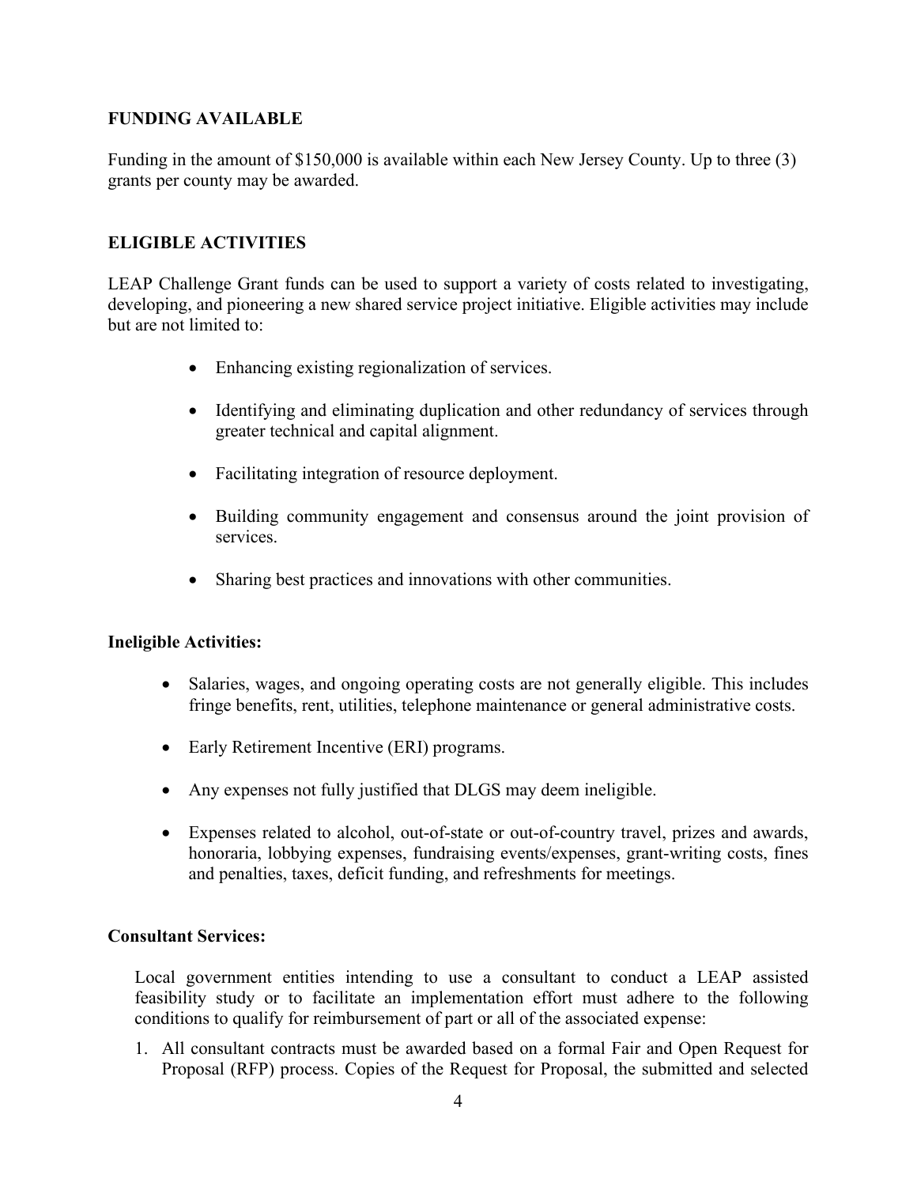## FUNDING AVAILABLE

Funding in the amount of $150,000 is available within each New Jersey County. Up to three (3) grants per county may be awarded.

## ELIGIBLE ACTIVITIES

LEAP Challenge Grant funds can be used to support a variety of costs related to investigating, developing, and pioneering a new shared service project initiative. Eligible activities may include but are not limited to:

- Enhancing existing regionalization of services.
- Identifying and eliminating duplication and other redundancy of services through greater technical and capital alignment.
- Facilitating integration of resource deployment.
- Building community engagement and consensus around the joint provision of services.
- Sharing best practices and innovations with other communities.

### Ineligible Activities:

- Salaries, wages, and ongoing operating costs are not generally eligible. This includes fringe benefits, rent, utilities, telephone maintenance or general administrative costs.
- Early Retirement Incentive (ERI) programs.
- Any expenses not fully justified that DLGS may deem ineligible.
- Expenses related to alcohol, out-of-state or out-of-country travel, prizes and awards, honoraria, lobbying expenses, fundraising events/expenses, grant-writing costs, fines and penalties, taxes, deficit funding, and refreshments for meetings.

### Consultant Services:

Local government entities intending to use a consultant to conduct a LEAP assisted feasibility study or to facilitate an implementation effort must adhere to the following conditions to qualify for reimbursement of part or all of the associated expense:

1. All consultant contracts must be awarded based on a formal Fair and Open Request for Proposal (RFP) process. Copies of the Request for Proposal, the submitted and selected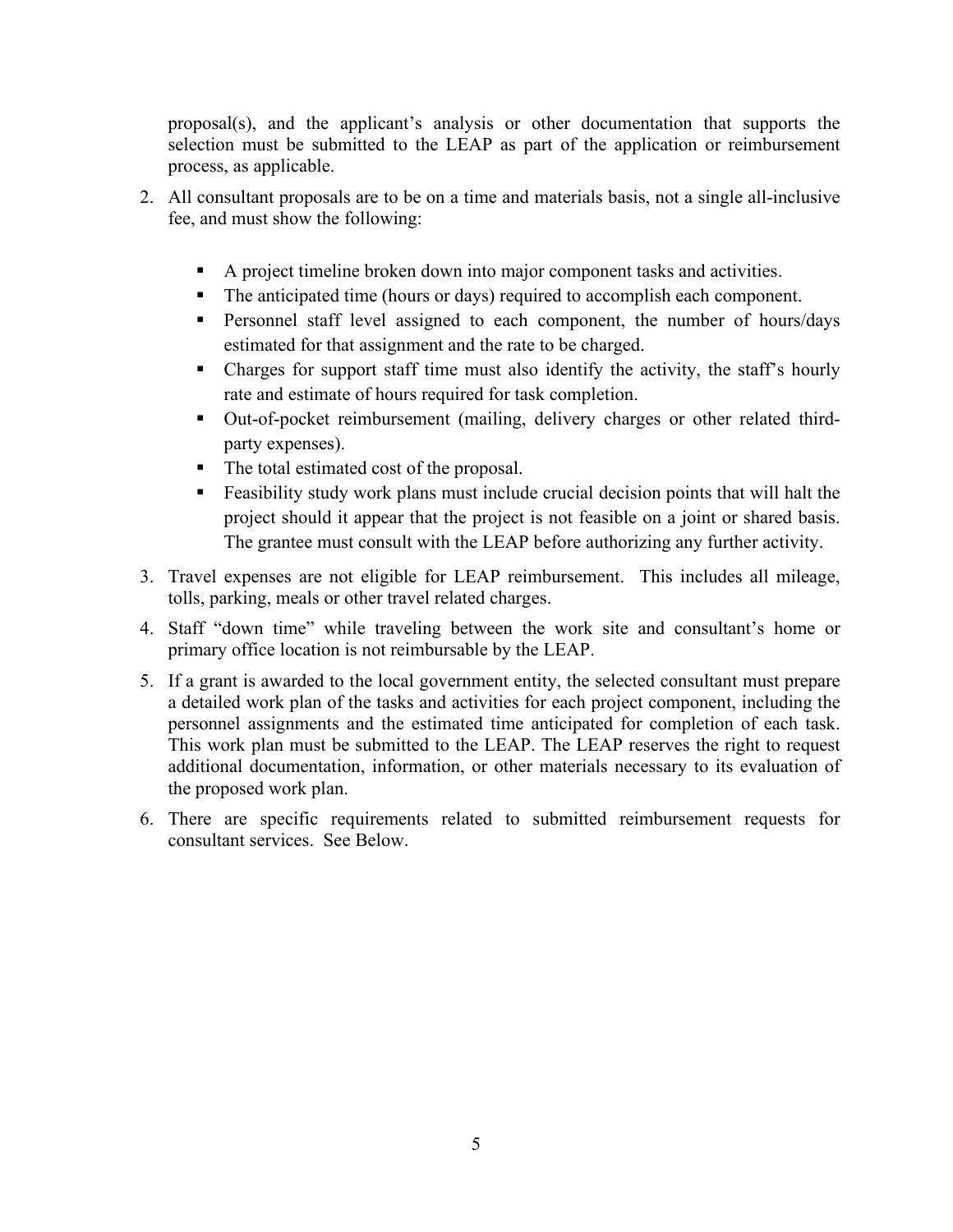proposal(s), and the applicant's analysis or other documentation that supports the selection must be submitted to the LEAP as part of the application or reimbursement process, as applicable.

2. All consultant proposals are to be on a time and materials basis, not a single all-inclusive fee, and must show the following:

   - A project timeline broken down into major component tasks and activities.
   - The anticipated time (hours or days) required to accomplish each component.
   - Personnel staff level assigned to each component, the number of hours/days estimated for that assignment and the rate to be charged.
   - Charges for support staff time must also identify the activity, the staff's hourly rate and estimate of hours required for task completion.
   - Out-of-pocket reimbursement (mailing, delivery charges or other related third-party expenses).
   - The total estimated cost of the proposal.
   - Feasibility study work plans must include crucial decision points that will halt the project should it appear that the project is not feasible on a joint or shared basis. The grantee must consult with the LEAP before authorizing any further activity.

3. Travel expenses are not eligible for LEAP reimbursement. This includes all mileage, tolls, parking, meals or other travel related charges.

4. Staff "down time" while traveling between the work site and consultant's home or primary office location is not reimbursable by the LEAP.

5. If a grant is awarded to the local government entity, the selected consultant must prepare a detailed work plan of the tasks and activities for each project component, including the personnel assignments and the estimated time anticipated for completion of each task. This work plan must be submitted to the LEAP. The LEAP reserves the right to request additional documentation, information, or other materials necessary to its evaluation of the proposed work plan.

6. There are specific requirements related to submitted reimbursement requests for consultant services. See Below.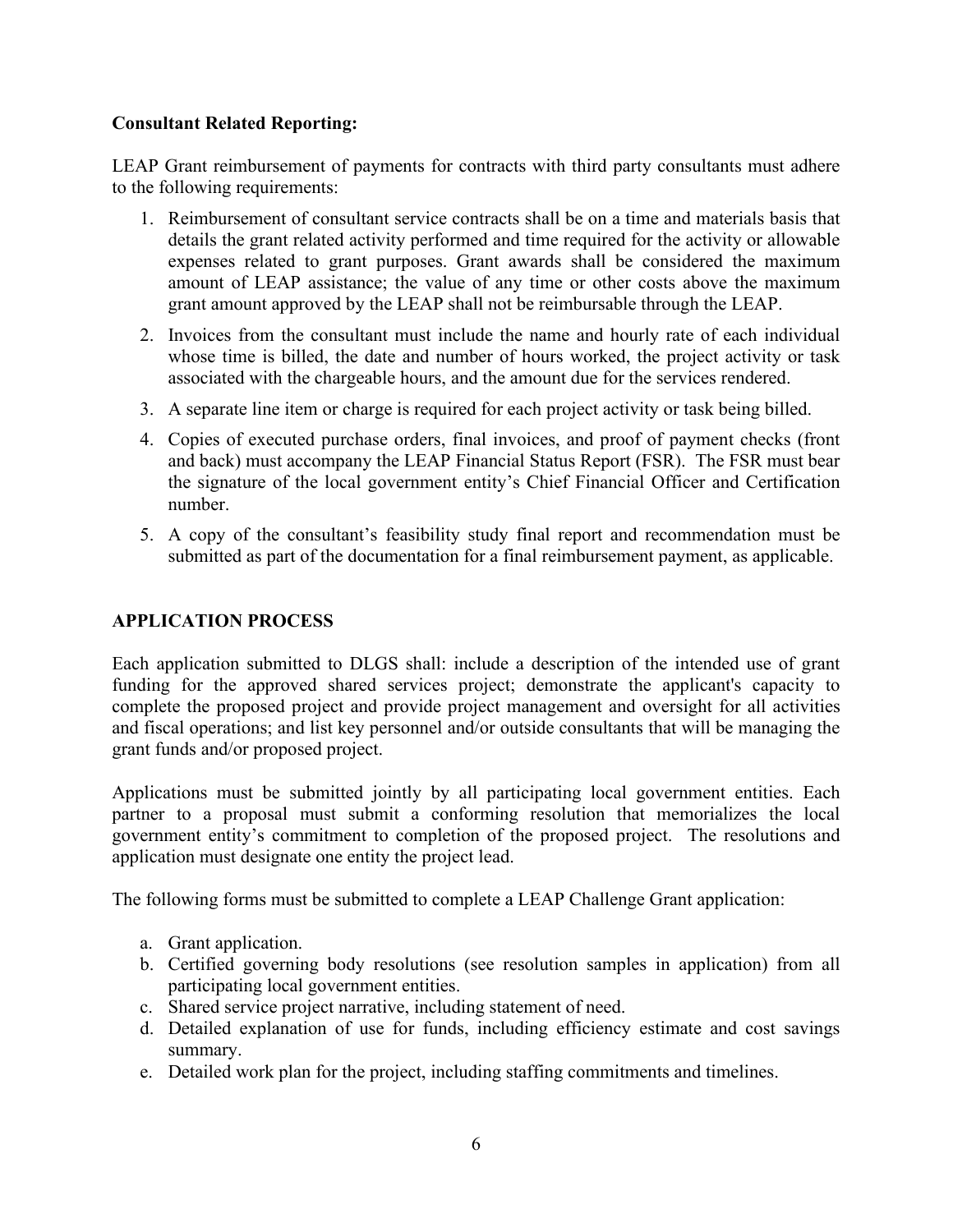**Consultant Related Reporting:**

LEAP Grant reimbursement of payments for contracts with third party consultants must adhere to the following requirements:

1. Reimbursement of consultant service contracts shall be on a time and materials basis that details the grant related activity performed and time required for the activity or allowable expenses related to grant purposes. Grant awards shall be considered the maximum amount of LEAP assistance; the value of any time or other costs above the maximum grant amount approved by the LEAP shall not be reimbursable through the LEAP.
2. Invoices from the consultant must include the name and hourly rate of each individual whose time is billed, the date and number of hours worked, the project activity or task associated with the chargeable hours, and the amount due for the services rendered.
3. A separate line item or charge is required for each project activity or task being billed.
4. Copies of executed purchase orders, final invoices, and proof of payment checks (front and back) must accompany the LEAP Financial Status Report (FSR). The FSR must bear the signature of the local government entity's Chief Financial Officer and Certification number.
5. A copy of the consultant's feasibility study final report and recommendation must be submitted as part of the documentation for a final reimbursement payment, as applicable.

## APPLICATION PROCESS

Each application submitted to DLGS shall: include a description of the intended use of grant funding for the approved shared services project; demonstrate the applicant's capacity to complete the proposed project and provide project management and oversight for all activities and fiscal operations; and list key personnel and/or outside consultants that will be managing the grant funds and/or proposed project.

Applications must be submitted jointly by all participating local government entities. Each partner to a proposal must submit a conforming resolution that memorializes the local government entity's commitment to completion of the proposed project. The resolutions and application must designate one entity the project lead.

The following forms must be submitted to complete a LEAP Challenge Grant application:

a. Grant application.
b. Certified governing body resolutions (see resolution samples in application) from all participating local government entities.
c. Shared service project narrative, including statement of need.
d. Detailed explanation of use for funds, including efficiency estimate and cost savings summary.
e. Detailed work plan for the project, including staffing commitments and timelines.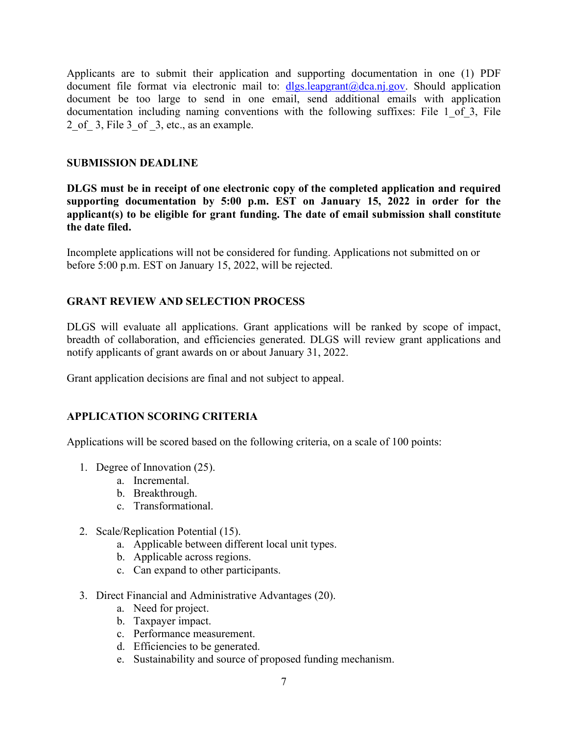Applicants are to submit their application and supporting documentation in one (1) PDF document file format via electronic mail to: dlgs.leapgrant@dca.nj.gov. Should application document be too large to send in one email, send additional emails with application documentation including naming conventions with the following suffixes: File 1_of_3, File 2_of_ 3, File 3_of _3, etc., as an example.

## SUBMISSION DEADLINE

**DLGS must be in receipt of one electronic copy of the completed application and required supporting documentation by 5:00 p.m. EST on January 15, 2022 in order for the applicant(s) to be eligible for grant funding. The date of email submission shall constitute the date filed.**

Incomplete applications will not be considered for funding. Applications not submitted on or before 5:00 p.m. EST on January 15, 2022, will be rejected.

## GRANT REVIEW AND SELECTION PROCESS

DLGS will evaluate all applications. Grant applications will be ranked by scope of impact, breadth of collaboration, and efficiencies generated. DLGS will review grant applications and notify applicants of grant awards on or about January 31, 2022.

Grant application decisions are final and not subject to appeal.

## APPLICATION SCORING CRITERIA

Applications will be scored based on the following criteria, on a scale of 100 points:

1. Degree of Innovation (25).
   a. Incremental.
   b. Breakthrough.
   c. Transformational.
2. Scale/Replication Potential (15).
   a. Applicable between different local unit types.
   b. Applicable across regions.
   c. Can expand to other participants.
3. Direct Financial and Administrative Advantages (20).
   a. Need for project.
   b. Taxpayer impact.
   c. Performance measurement.
   d. Efficiencies to be generated.
   e. Sustainability and source of proposed funding mechanism.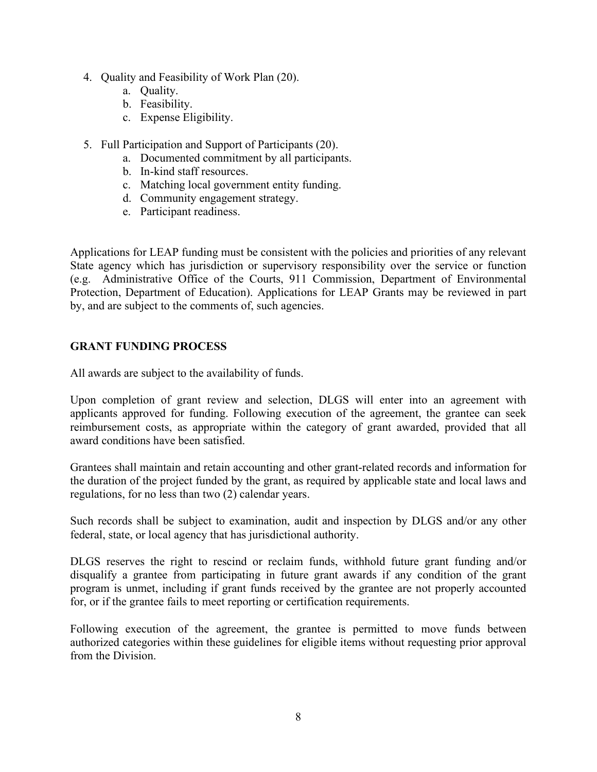4. Quality and Feasibility of Work Plan (20).
    a. Quality.
    b. Feasibility.
    c. Expense Eligibility.

5. Full Participation and Support of Participants (20).
    a. Documented commitment by all participants.
    b. In-kind staff resources.
    c. Matching local government entity funding.
    d. Community engagement strategy.
    e. Participant readiness.

Applications for LEAP funding must be consistent with the policies and priorities of any relevant State agency which has jurisdiction or supervisory responsibility over the service or function (e.g. Administrative Office of the Courts, 911 Commission, Department of Environmental Protection, Department of Education). Applications for LEAP Grants may be reviewed in part by, and are subject to the comments of, such agencies.

## GRANT FUNDING PROCESS

All awards are subject to the availability of funds.

Upon completion of grant review and selection, DLGS will enter into an agreement with applicants approved for funding. Following execution of the agreement, the grantee can seek reimbursement costs, as appropriate within the category of grant awarded, provided that all award conditions have been satisfied.

Grantees shall maintain and retain accounting and other grant-related records and information for the duration of the project funded by the grant, as required by applicable state and local laws and regulations, for no less than two (2) calendar years.

Such records shall be subject to examination, audit and inspection by DLGS and/or any other federal, state, or local agency that has jurisdictional authority.

DLGS reserves the right to rescind or reclaim funds, withhold future grant funding and/or disqualify a grantee from participating in future grant awards if any condition of the grant program is unmet, including if grant funds received by the grantee are not properly accounted for, or if the grantee fails to meet reporting or certification requirements.

Following execution of the agreement, the grantee is permitted to move funds between authorized categories within these guidelines for eligible items without requesting prior approval from the Division.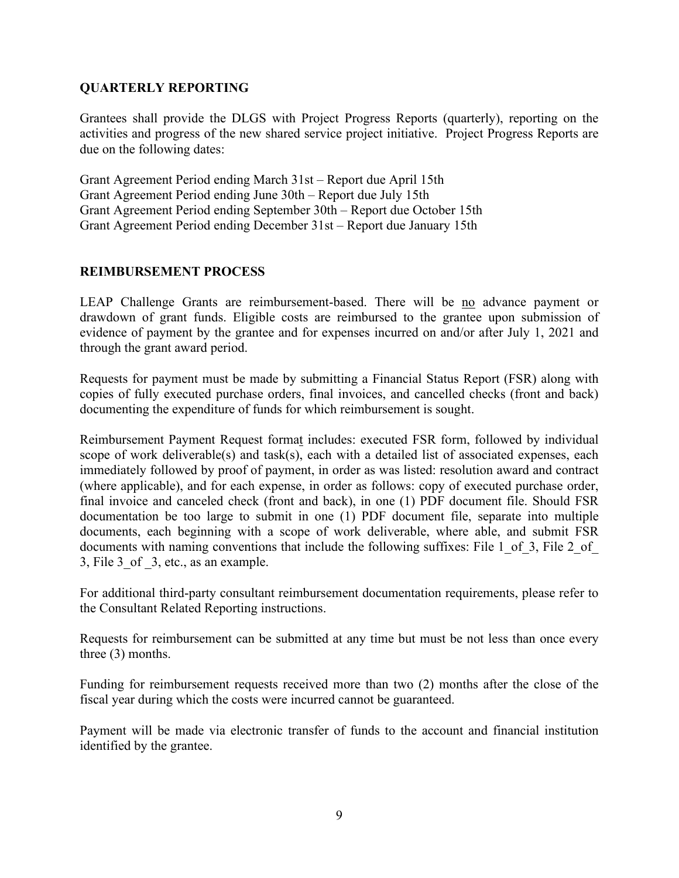## QUARTERLY REPORTING

Grantees shall provide the DLGS with Project Progress Reports (quarterly), reporting on the activities and progress of the new shared service project initiative. Project Progress Reports are due on the following dates:

Grant Agreement Period ending March 31st – Report due April 15th
Grant Agreement Period ending June 30th – Report due July 15th
Grant Agreement Period ending September 30th – Report due October 15th
Grant Agreement Period ending December 31st – Report due January 15th

## REIMBURSEMENT PROCESS

LEAP Challenge Grants are reimbursement-based. There will be no advance payment or drawdown of grant funds. Eligible costs are reimbursed to the grantee upon submission of evidence of payment by the grantee and for expenses incurred on and/or after July 1, 2021 and through the grant award period.

Requests for payment must be made by submitting a Financial Status Report (FSR) along with copies of fully executed purchase orders, final invoices, and cancelled checks (front and back) documenting the expenditure of funds for which reimbursement is sought.

Reimbursement Payment Request format includes: executed FSR form, followed by individual scope of work deliverable(s) and task(s), each with a detailed list of associated expenses, each immediately followed by proof of payment, in order as was listed: resolution award and contract (where applicable), and for each expense, in order as follows: copy of executed purchase order, final invoice and canceled check (front and back), in one (1) PDF document file. Should FSR documentation be too large to submit in one (1) PDF document file, separate into multiple documents, each beginning with a scope of work deliverable, where able, and submit FSR documents with naming conventions that include the following suffixes: File 1_of_3, File 2_of_ 3, File 3_of _3, etc., as an example.

For additional third-party consultant reimbursement documentation requirements, please refer to the Consultant Related Reporting instructions.

Requests for reimbursement can be submitted at any time but must be not less than once every three (3) months.

Funding for reimbursement requests received more than two (2) months after the close of the fiscal year during which the costs were incurred cannot be guaranteed.

Payment will be made via electronic transfer of funds to the account and financial institution identified by the grantee.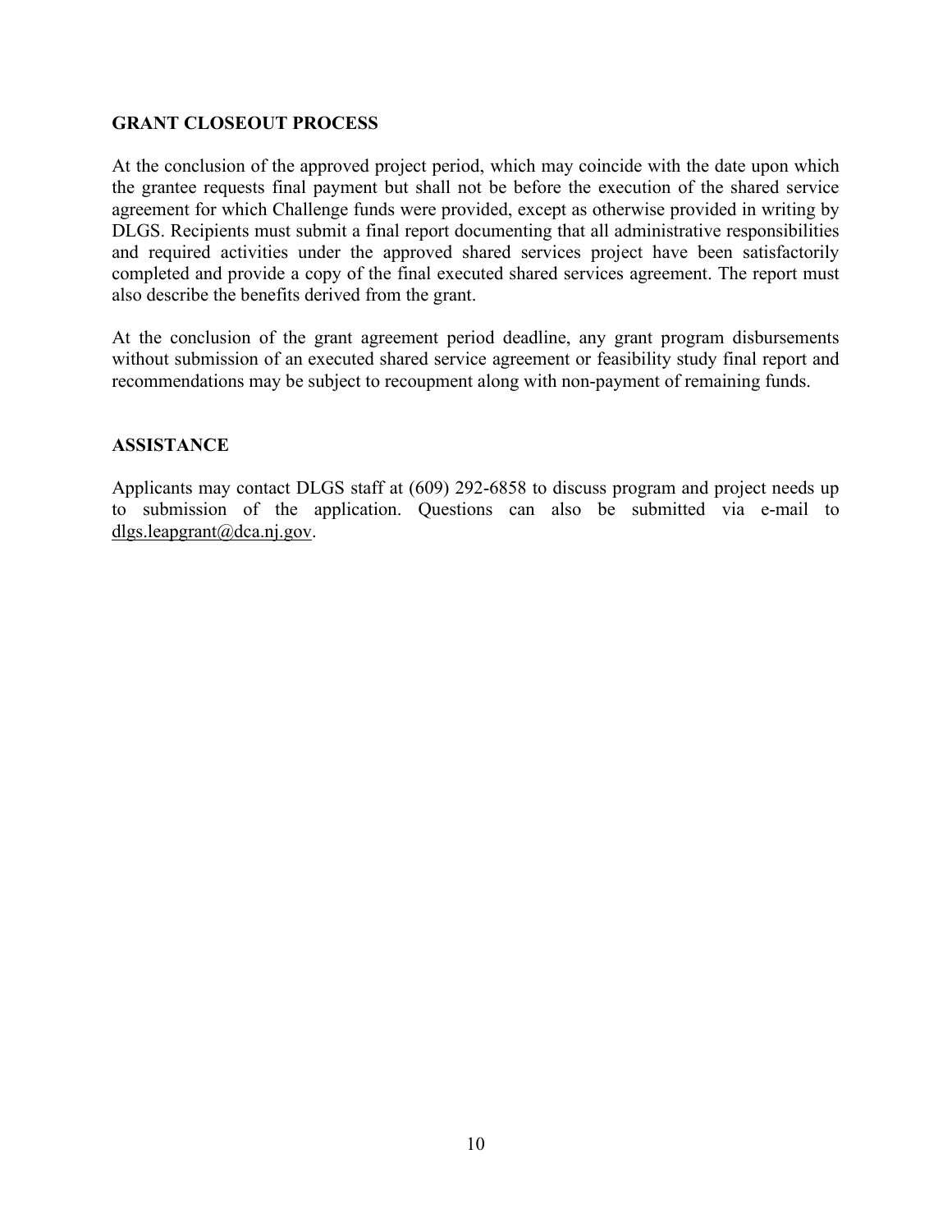## GRANT CLOSEOUT PROCESS

At the conclusion of the approved project period, which may coincide with the date upon which the grantee requests final payment but shall not be before the execution of the shared service agreement for which Challenge funds were provided, except as otherwise provided in writing by DLGS. Recipients must submit a final report documenting that all administrative responsibilities and required activities under the approved shared services project have been satisfactorily completed and provide a copy of the final executed shared services agreement. The report must also describe the benefits derived from the grant.

At the conclusion of the grant agreement period deadline, any grant program disbursements without submission of an executed shared service agreement or feasibility study final report and recommendations may be subject to recoupment along with non-payment of remaining funds.

## ASSISTANCE

Applicants may contact DLGS staff at (609) 292-6858 to discuss program and project needs up to submission of the application. Questions can also be submitted via e-mail to dlgs.leapgrant@dca.nj.gov.